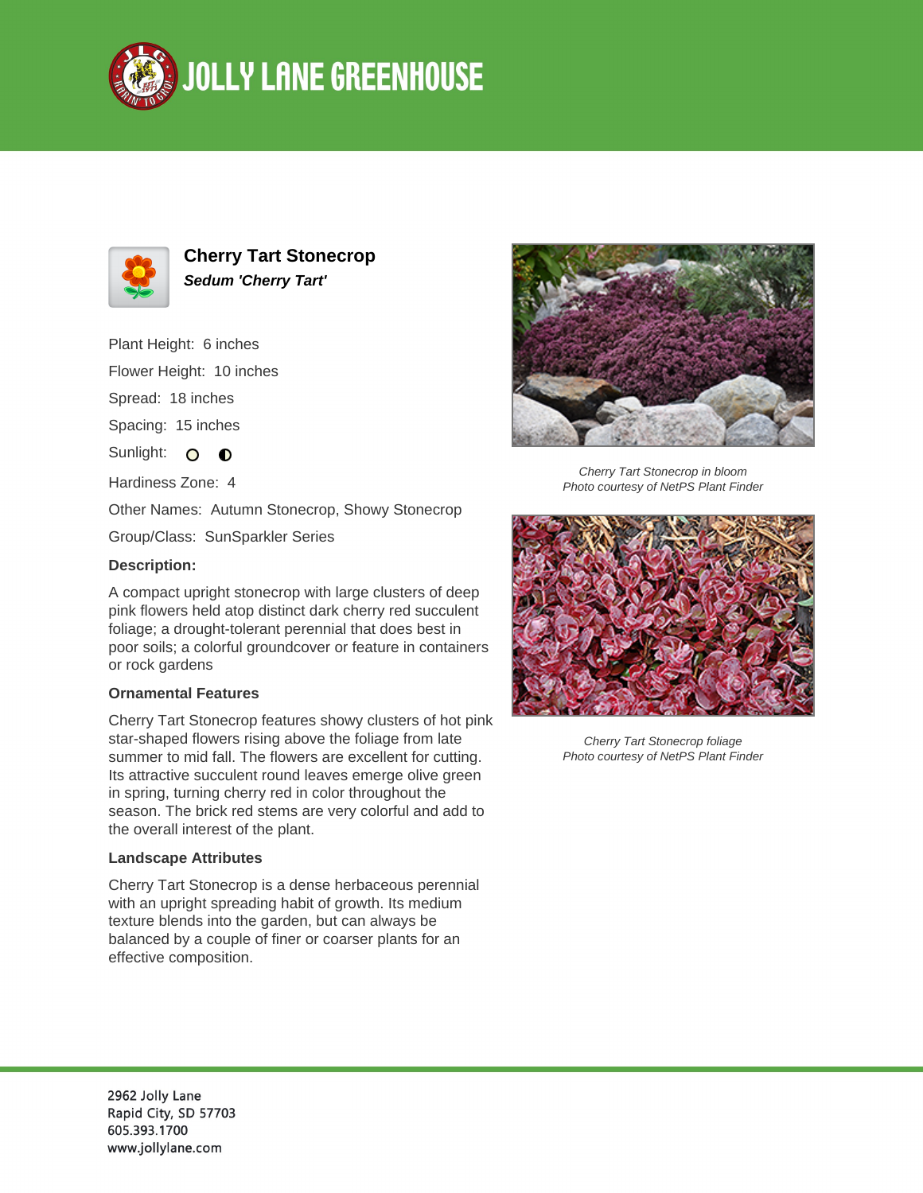# JOLLY LANE GREENHOUSE

## Cherry Tart Stonecrop

***Sedum 'Cherry Tart'***

Plant Height: 6 inches

Flower Height: 10 inches

Spread: 18 inches

Spacing: 15 inches

Sunlight: ○ ◐

Hardiness Zone: 4

Other Names: Autumn Stonecrop, Showy Stonecrop

Group/Class: SunSparkler Series

### Description:

A compact upright stonecrop with large clusters of deep pink flowers held atop distinct dark cherry red succulent foliage; a drought-tolerant perennial that does best in poor soils; a colorful groundcover or feature in containers or rock gardens

### Ornamental Features

Cherry Tart Stonecrop features showy clusters of hot pink star-shaped flowers rising above the foliage from late summer to mid fall. The flowers are excellent for cutting. Its attractive succulent round leaves emerge olive green in spring, turning cherry red in color throughout the season. The brick red stems are very colorful and add to the overall interest of the plant.

### Landscape Attributes

Cherry Tart Stonecrop is a dense herbaceous perennial with an upright spreading habit of growth. Its medium texture blends into the garden, but can always be balanced by a couple of finer or coarser plants for an effective composition.

*Cherry Tart Stonecrop in bloom*
*Photo courtesy of NetPS Plant Finder*

*Cherry Tart Stonecrop foliage*
*Photo courtesy of NetPS Plant Finder*

2962 Jolly Lane
Rapid City, SD 57703
605.393.1700
www.jollylane.com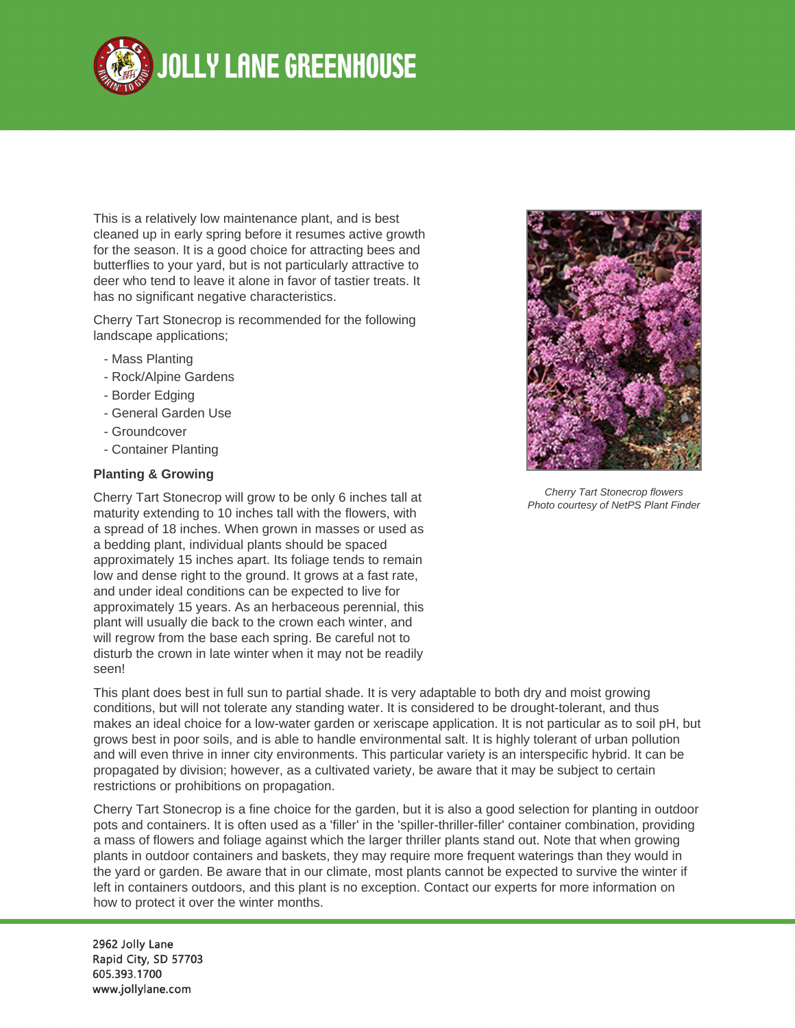This is a relatively low maintenance plant, and is best cleaned up in early spring before it resumes active growth for the season. It is a good choice for attracting bees and butterflies to your yard, but is not particularly attractive to deer who tend to leave it alone in favor of tastier treats. It has no significant negative characteristics.

Cherry Tart Stonecrop is recommended for the following landscape applications;

- Mass Planting
- Rock/Alpine Gardens
- Border Edging
- General Garden Use
- Groundcover
- Container Planting

*Cherry Tart Stonecrop flowers*
*Photo courtesy of NetPS Plant Finder*

**Planting & Growing**

Cherry Tart Stonecrop will grow to be only 6 inches tall at maturity extending to 10 inches tall with the flowers, with a spread of 18 inches. When grown in masses or used as a bedding plant, individual plants should be spaced approximately 15 inches apart. Its foliage tends to remain low and dense right to the ground. It grows at a fast rate, and under ideal conditions can be expected to live for approximately 15 years. As an herbaceous perennial, this plant will usually die back to the crown each winter, and will regrow from the base each spring. Be careful not to disturb the crown in late winter when it may not be readily seen!

This plant does best in full sun to partial shade. It is very adaptable to both dry and moist growing conditions, but will not tolerate any standing water. It is considered to be drought-tolerant, and thus makes an ideal choice for a low-water garden or xeriscape application. It is not particular as to soil pH, but grows best in poor soils, and is able to handle environmental salt. It is highly tolerant of urban pollution and will even thrive in inner city environments. This particular variety is an interspecific hybrid. It can be propagated by division; however, as a cultivated variety, be aware that it may be subject to certain restrictions or prohibitions on propagation.

Cherry Tart Stonecrop is a fine choice for the garden, but it is also a good selection for planting in outdoor pots and containers. It is often used as a 'filler' in the 'spiller-thriller-filler' container combination, providing a mass of flowers and foliage against which the larger thriller plants stand out. Note that when growing plants in outdoor containers and baskets, they may require more frequent waterings than they would in the yard or garden. Be aware that in our climate, most plants cannot be expected to survive the winter if left in containers outdoors, and this plant is no exception. Contact our experts for more information on how to protect it over the winter months.